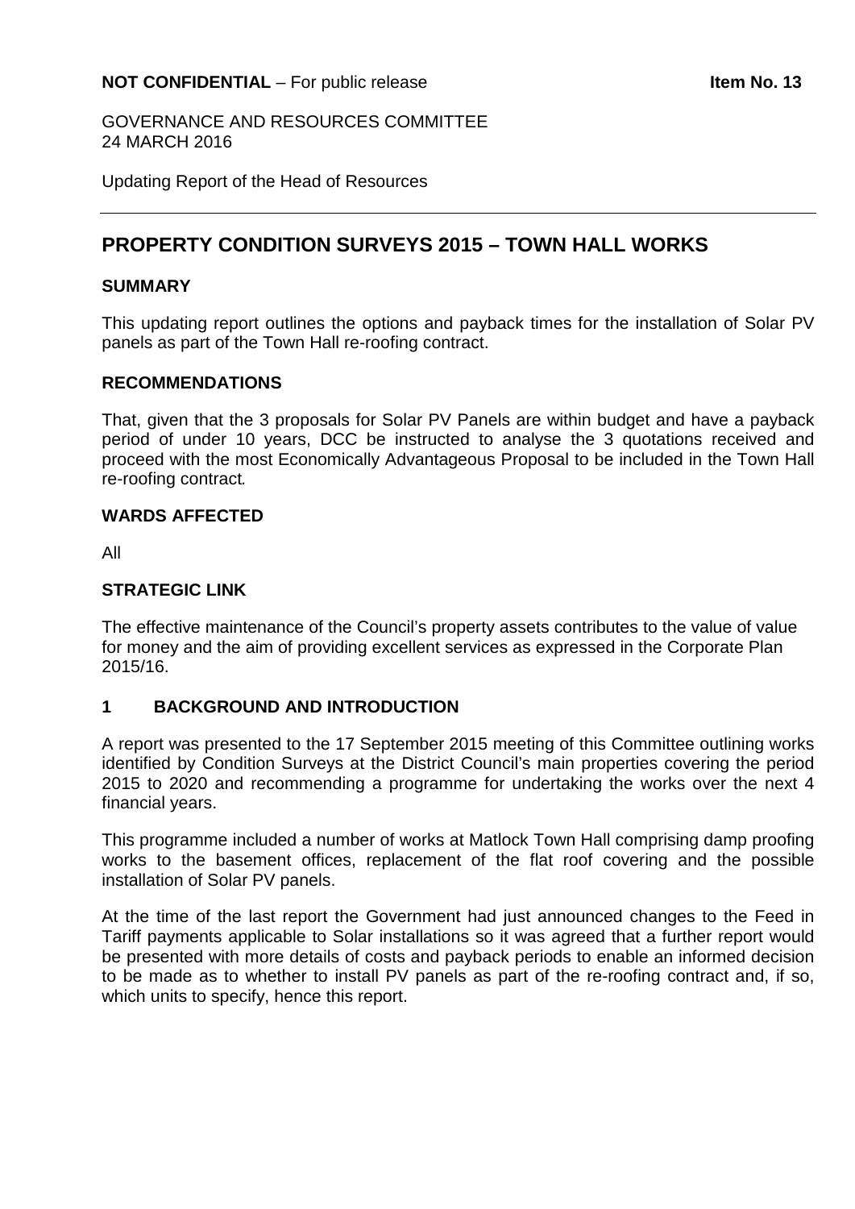**NOT CONFIDENTIAL** – For public release **Item No. 13**

GOVERNANCE AND RESOURCES COMMITTEE
24 MARCH 2016

Updating Report of the Head of Resources

# PROPERTY CONDITION SURVEYS 2015 – TOWN HALL WORKS

## SUMMARY

This updating report outlines the options and payback times for the installation of Solar PV panels as part of the Town Hall re-roofing contract.

## RECOMMENDATIONS

That, given that the 3 proposals for Solar PV Panels are within budget and have a payback period of under 10 years, DCC be instructed to analyse the 3 quotations received and proceed with the most Economically Advantageous Proposal to be included in the Town Hall re-roofing contract*.*

## WARDS AFFECTED

All

## STRATEGIC LINK

The effective maintenance of the Council's property assets contributes to the value of value for money and the aim of providing excellent services as expressed in the Corporate Plan 2015/16.

## 1 BACKGROUND AND INTRODUCTION

A report was presented to the 17 September 2015 meeting of this Committee outlining works identified by Condition Surveys at the District Council's main properties covering the period 2015 to 2020 and recommending a programme for undertaking the works over the next 4 financial years.

This programme included a number of works at Matlock Town Hall comprising damp proofing works to the basement offices, replacement of the flat roof covering and the possible installation of Solar PV panels.

At the time of the last report the Government had just announced changes to the Feed in Tariff payments applicable to Solar installations so it was agreed that a further report would be presented with more details of costs and payback periods to enable an informed decision to be made as to whether to install PV panels as part of the re-roofing contract and, if so, which units to specify, hence this report.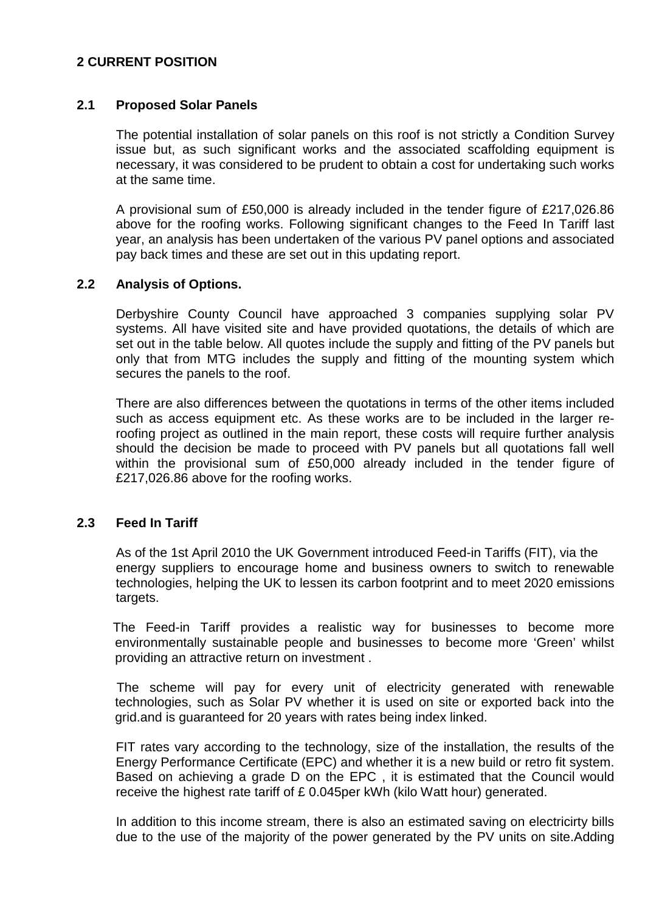## 2 CURRENT POSITION

### 2.1 Proposed Solar Panels

The potential installation of solar panels on this roof is not strictly a Condition Survey issue but, as such significant works and the associated scaffolding equipment is necessary, it was considered to be prudent to obtain a cost for undertaking such works at the same time.

A provisional sum of £50,000 is already included in the tender figure of £217,026.86 above for the roofing works. Following significant changes to the Feed In Tariff last year, an analysis has been undertaken of the various PV panel options and associated pay back times and these are set out in this updating report.

### 2.2 Analysis of Options.

Derbyshire County Council have approached 3 companies supplying solar PV systems. All have visited site and have provided quotations, the details of which are set out in the table below. All quotes include the supply and fitting of the PV panels but only that from MTG includes the supply and fitting of the mounting system which secures the panels to the roof.

There are also differences between the quotations in terms of the other items included such as access equipment etc. As these works are to be included in the larger re-roofing project as outlined in the main report, these costs will require further analysis should the decision be made to proceed with PV panels but all quotations fall well within the provisional sum of £50,000 already included in the tender figure of £217,026.86 above for the roofing works.

### 2.3 Feed In Tariff

As of the 1st April 2010 the UK Government introduced Feed-in Tariffs (FIT), via the energy suppliers to encourage home and business owners to switch to renewable technologies, helping the UK to lessen its carbon footprint and to meet 2020 emissions targets.

The Feed-in Tariff provides a realistic way for businesses to become more environmentally sustainable people and businesses to become more 'Green' whilst providing an attractive return on investment .

The scheme will pay for every unit of electricity generated with renewable technologies, such as Solar PV whether it is used on site or exported back into the grid.and is guaranteed for 20 years with rates being index linked.

FIT rates vary according to the technology, size of the installation, the results of the Energy Performance Certificate (EPC) and whether it is a new build or retro fit system. Based on achieving a grade D on the EPC , it is estimated that the Council would receive the highest rate tariff of £ 0.045per kWh (kilo Watt hour) generated.

In addition to this income stream, there is also an estimated saving on electricirty bills due to the use of the majority of the power generated by the PV units on site.Adding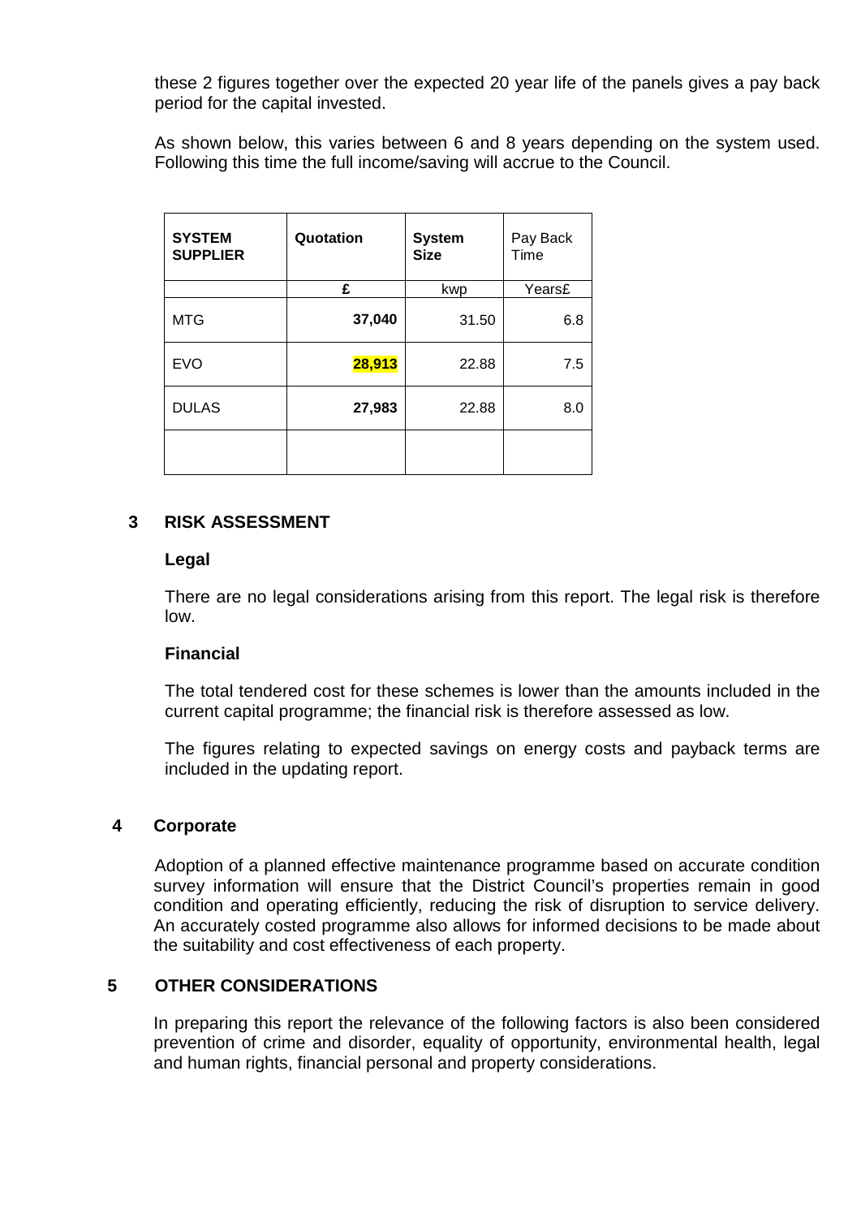these 2 figures together over the expected 20 year life of the panels gives a pay back period for the capital invested.

As shown below, this varies between 6 and 8 years depending on the system used. Following this time the full income/saving will accrue to the Council.

| SYSTEM SUPPLIER | Quotation | System Size | Pay Back Time |
|---|---|---|---|
| | £ | kwp | Years£ |
| MTG | **37,040** | 31.50 | 6.8 |
| EVO | **28,913** | 22.88 | 7.5 |
| DULAS | **27,983** | 22.88 | 8.0 |
| | | | |

## 3 RISK ASSESSMENT

### Legal

There are no legal considerations arising from this report. The legal risk is therefore low.

### Financial

The total tendered cost for these schemes is lower than the amounts included in the current capital programme; the financial risk is therefore assessed as low.

The figures relating to expected savings on energy costs and payback terms are included in the updating report.

## 4 Corporate

Adoption of a planned effective maintenance programme based on accurate condition survey information will ensure that the District Council's properties remain in good condition and operating efficiently, reducing the risk of disruption to service delivery. An accurately costed programme also allows for informed decisions to be made about the suitability and cost effectiveness of each property.

## 5 OTHER CONSIDERATIONS

In preparing this report the relevance of the following factors is also been considered prevention of crime and disorder, equality of opportunity, environmental health, legal and human rights, financial personal and property considerations.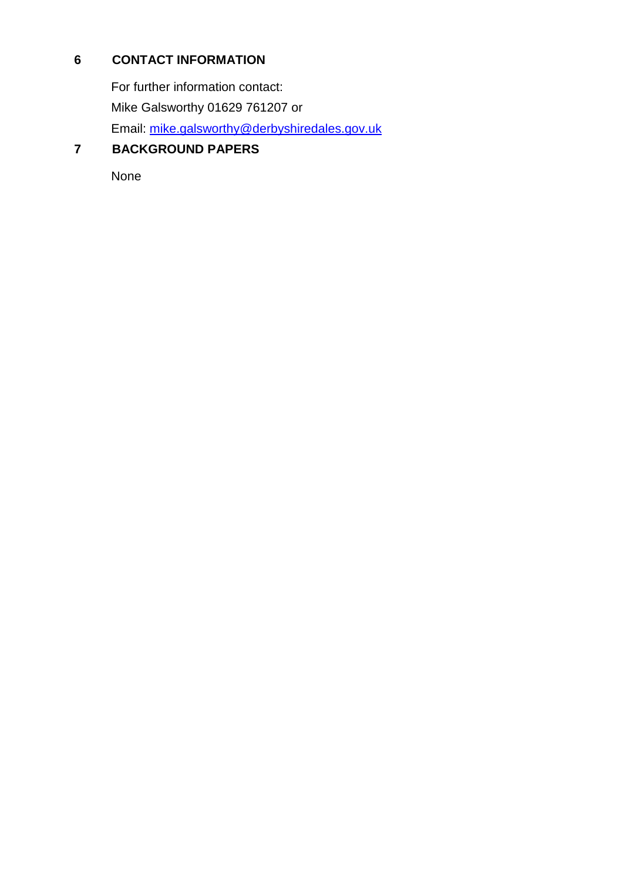## 6 CONTACT INFORMATION

For further information contact:

Mike Galsworthy 01629 761207 or

Email: mike.galsworthy@derbyshiredales.gov.uk

## 7 BACKGROUND PAPERS

None